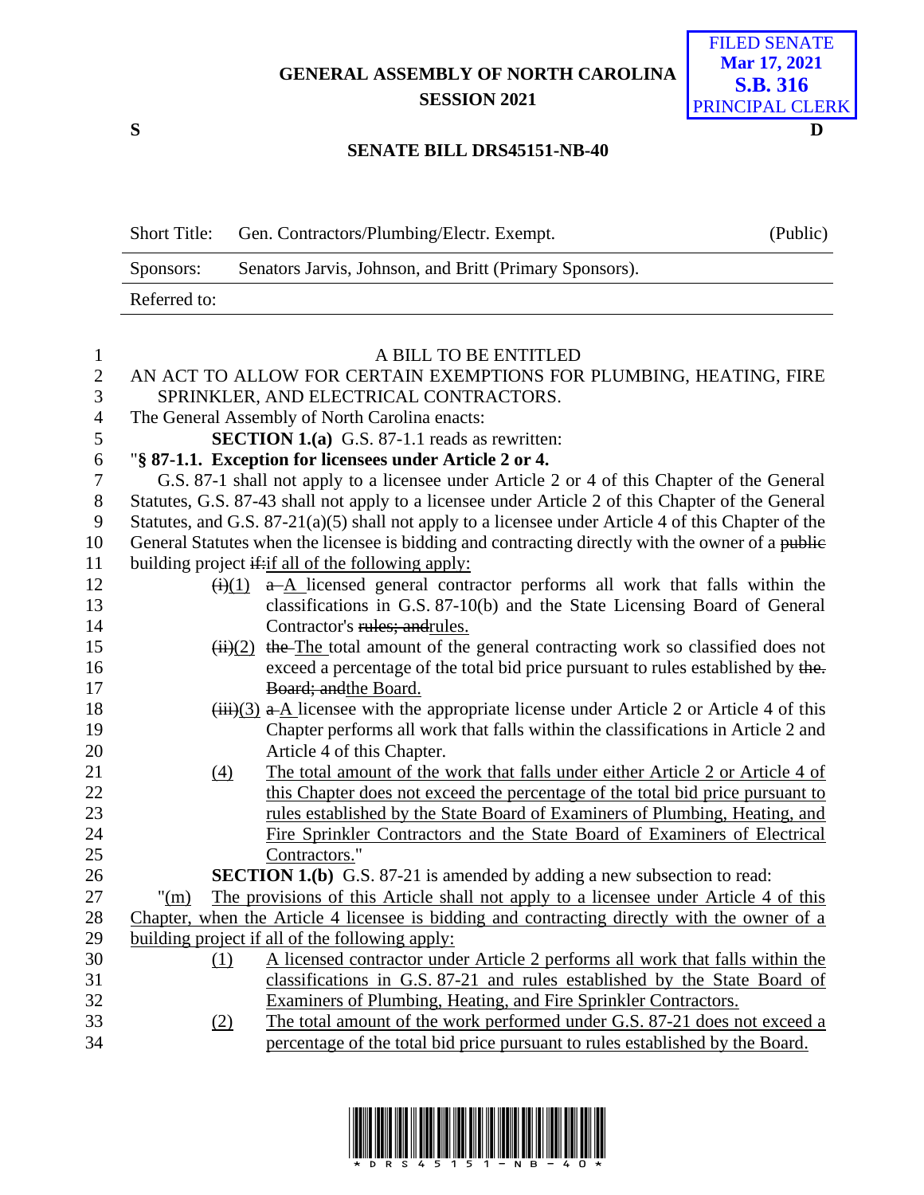GENERAL ASSEMBLY OF NORTH CAROLINA
SESSION 2021

FILED SENATE
Mar 17, 2021
S.B. 316
PRINCIPAL CLERK

S D

**SENATE BILL DRS45151-NB-40**

| Short Title: | Gen. Contractors/Plumbing/Electr. Exempt. | (Public) |
|---|---|---|
| Sponsors: | Senators Jarvis, Johnson, and Britt (Primary Sponsors). | |
| Referred to: | | |

A BILL TO BE ENTITLED

AN ACT TO ALLOW FOR CERTAIN EXEMPTIONS FOR PLUMBING, HEATING, FIRE SPRINKLER, AND ELECTRICAL CONTRACTORS.

The General Assembly of North Carolina enacts:

**SECTION 1.(a)** G.S. 87-1.1 reads as rewritten:

"**§ 87-1.1. Exception for licensees under Article 2 or 4.**

G.S. 87-1 shall not apply to a licensee under Article 2 or 4 of this Chapter of the General Statutes, G.S. 87-43 shall not apply to a licensee under Article 2 of this Chapter of the General Statutes, and G.S. 87-21(a)(5) shall not apply to a licensee under Article 4 of this Chapter of the General Statutes when the licensee is bidding and contracting directly with the owner of a ~~public~~ building project ~~if:~~<u>if all of the following apply:</u>

~~(i)~~<u>(1)</u> ~~a~~ <u>A</u> licensed general contractor performs all work that falls within the classifications in G.S. 87-10(b) and the State Licensing Board of General Contractor's ~~rules; and~~<u>rules.</u>

~~(ii)~~<u>(2)</u> ~~the~~ <u>The</u> total amount of the general contracting work so classified does not exceed a percentage of the total bid price pursuant to rules established by ~~the. Board; and~~<u>the Board.</u>

~~(iii)~~<u>(3)</u> ~~a~~ <u>A</u> licensee with the appropriate license under Article 2 or Article 4 of this Chapter performs all work that falls within the classifications in Article 2 and Article 4 of this Chapter.

<u>(4)</u> <u>The total amount of the work that falls under either Article 2 or Article 4 of this Chapter does not exceed the percentage of the total bid price pursuant to rules established by the State Board of Examiners of Plumbing, Heating, and Fire Sprinkler Contractors and the State Board of Examiners of Electrical Contractors.</u>"

**SECTION 1.(b)** G.S. 87-21 is amended by adding a new subsection to read:

"<u>(m)</u> <u>The provisions of this Article shall not apply to a licensee under Article 4 of this Chapter, when the Article 4 licensee is bidding and contracting directly with the owner of a building project if all of the following apply:</u>

<u>(1)</u> <u>A licensed contractor under Article 2 performs all work that falls within the classifications in G.S. 87-21 and rules established by the State Board of Examiners of Plumbing, Heating, and Fire Sprinkler Contractors.</u>

<u>(2)</u> <u>The total amount of the work performed under G.S. 87-21 does not exceed a percentage of the total bid price pursuant to rules established by the Board.</u>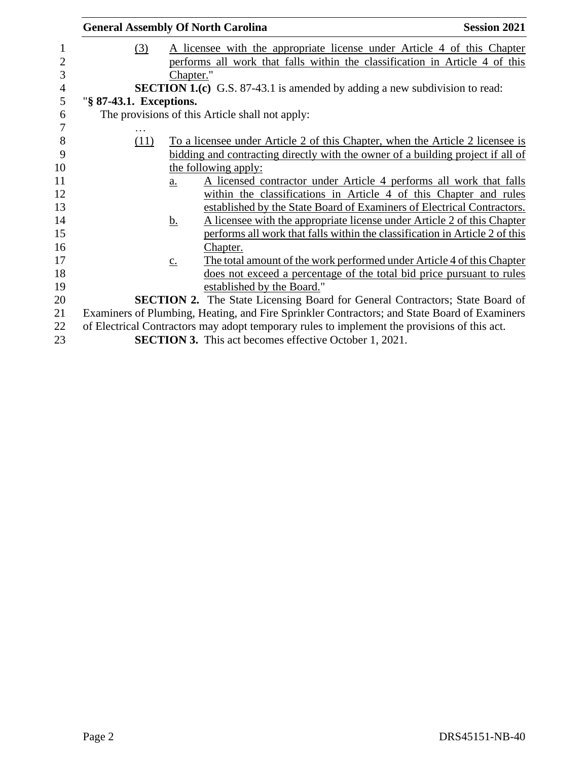(3) A licensee with the appropriate license under Article 4 of this Chapter performs all work that falls within the classification in Article 4 of this Chapter."

**SECTION 1.(c)** G.S. 87-43.1 is amended by adding a new subdivision to read:

"**§ 87-43.1. Exceptions.**

The provisions of this Article shall not apply:

…

(11) To a licensee under Article 2 of this Chapter, when the Article 2 licensee is bidding and contracting directly with the owner of a building project if all of the following apply:

a. A licensed contractor under Article 4 performs all work that falls within the classifications in Article 4 of this Chapter and rules established by the State Board of Examiners of Electrical Contractors.

b. A licensee with the appropriate license under Article 2 of this Chapter performs all work that falls within the classification in Article 2 of this Chapter.

c. The total amount of the work performed under Article 4 of this Chapter does not exceed a percentage of the total bid price pursuant to rules established by the Board."

**SECTION 2.** The State Licensing Board for General Contractors; State Board of Examiners of Plumbing, Heating, and Fire Sprinkler Contractors; and State Board of Examiners of Electrical Contractors may adopt temporary rules to implement the provisions of this act.

**SECTION 3.** This act becomes effective October 1, 2021.